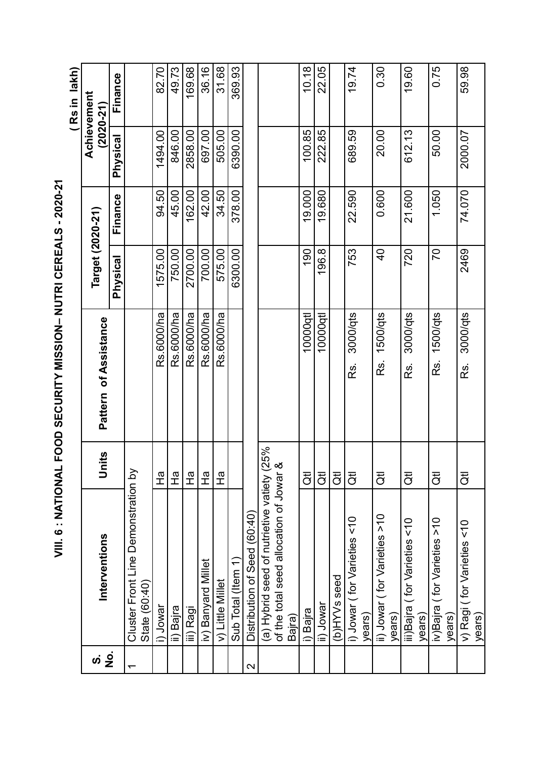# VIII. 6 : NATIONAL FOOD SECURITY MISSION– NUTRI CEREALS - 2020-21

( Rs in lakh)

| S. No. | Interventions | Units | Pattern of Assistance | Target (2020-21) | | Achievement (2020-21) | |
|---|---|---|---|---|---|---|---|
| | | | | Physical | Finance | Physical | Finance |
| 1 | Cluster Front Line Demonstration by State (60:40) | | | | | | |
| | i) Jowar | Ha | Rs.6000/ha | 1575.00 | 94.50 | 1494.00 | 82.70 |
| | ii) Bajra | Ha | Rs.6000/ha | 750.00 | 45.00 | 846.00 | 49.73 |
| | iii) Ragi | Ha | Rs.6000/ha | 2700.00 | 162.00 | 2858.00 | 169.68 |
| | iv) Banyard Millet | Ha | Rs.6000/ha | 700.00 | 42.00 | 697.00 | 36.16 |
| | v) Little Millet | Ha | Rs.6000/ha | 575.00 | 34.50 | 505.00 | 31.68 |
| | Sub Total (Item 1) | | | 6300.00 | 378.00 | 6390.00 | 369.93 |
| 2 | Distribution of Seed (60:40) | | | | | | |
| | (a) Hybrid seed of nutrietive vatiety (25% of the total seed allocation of Jowar & Bajra) | | | | | | |
| | i) Bajra | Qtl | 10000qtl | 190 | 19.000 | 100.85 | 10.18 |
| | ii) Jowar | Qtl | 10000qtl | 196.8 | 19.680 | 222.85 | 22.05 |
| | (b)HYVs seed | Qtl | | | | | |
| | i) Jowar ( for Varieties <10 years) | Qtl | Rs. 3000/qts | 753 | 22.590 | 689.59 | 19.74 |
| | ii) Jowar ( for Varieties >10 years) | Qtl | Rs. 1500/qts | 40 | 0.600 | 20.00 | 0.30 |
| | iii)Bajra ( for Varieties <10 years) | Qtl | Rs. 3000/qts | 720 | 21.600 | 612.13 | 19.60 |
| | iv)Bajra ( for Varieties >10 years) | Qtl | Rs. 1500/qts | 70 | 1.050 | 50.00 | 0.75 |
| | v) Ragi ( for Varieties <10 years) | Qtl | Rs. 3000/qts | 2469 | 74.070 | 2000.07 | 59.98 |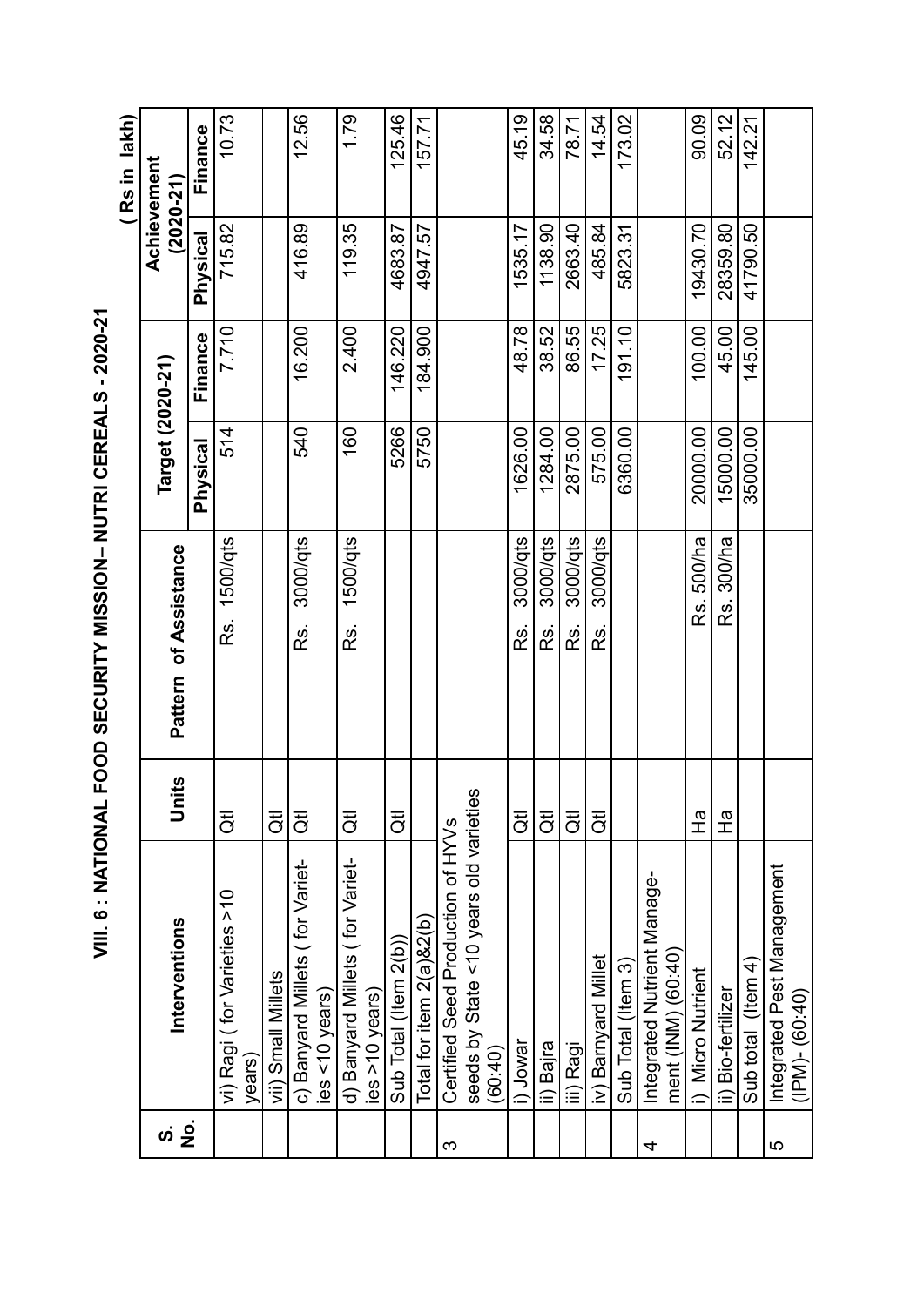# VIII. 6 : NATIONAL FOOD SECURITY MISSION– NUTRI CEREALS - 2020-21

( Rs in lakh)

| S. No. | Interventions | Units | Pattern of Assistance | Target (2020-21) | | Achievement (2020-21) | |
|---|---|---|---|---|---|---|---|
| | | | | Physical | Finance | Physical | Finance |
| | vi) Ragi ( for Varieties >10 years) | Qtl | Rs. 1500/qts | 514 | 7.710 | 715.82 | 10.73 |
| | vii) Small Millets | Qtl | | | | | |
| | c) Banyard Millets ( for Varieties <10 years) | Qtl | Rs. 3000/qts | 540 | 16.200 | 416.89 | 12.56 |
| | d) Banyard Millets ( for Varieties >10 years) | Qtl | Rs. 1500/qts | 160 | 2.400 | 119.35 | 1.79 |
| | Sub Total (Item 2(b)) | Qtl | | 5266 | 146.220 | 4683.87 | 125.46 |
| | Total for item 2(a)&2(b) | | | 5750 | 184.900 | 4947.57 | 157.71 |
| 3 | Certified Seed Production of HYVs seeds by State <10 years old varieties (60:40) | | | | | | |
| | i) Jowar | Qtl | Rs. 3000/qts | 1626.00 | 48.78 | 1535.17 | 45.19 |
| | ii) Bajra | Qtl | Rs. 3000/qts | 1284.00 | 38.52 | 1138.90 | 34.58 |
| | iii) Ragi | Qtl | Rs. 3000/qts | 2875.00 | 86.55 | 2663.40 | 78.71 |
| | iv) Barnyard Millet | Qtl | Rs. 3000/qts | 575.00 | 17.25 | 485.84 | 14.54 |
| | Sub Total (Item 3) | | | 6360.00 | 191.10 | 5823.31 | 173.02 |
| 4 | Integrated Nutrient Management (INM) (60:40) | | | | | | |
| | i) Micro Nutrient | Ha | Rs. 500/ha | 20000.00 | 100.00 | 19430.70 | 90.09 |
| | ii) Bio-fertilizer | Ha | Rs. 300/ha | 15000.00 | 45.00 | 28359.80 | 52.12 |
| | Sub total (Item 4) | | | 35000.00 | 145.00 | 41790.50 | 142.21 |
| 5 | Integrated Pest Management (IPM)- (60:40) | | | | | | |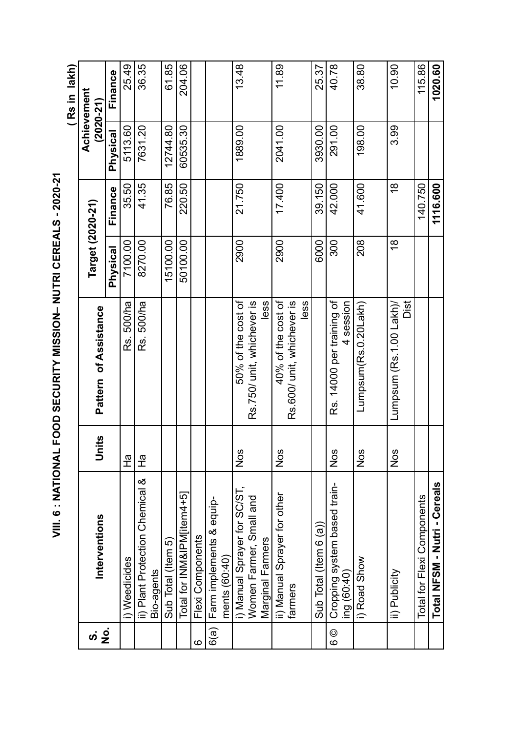# VIII. 6 : NATIONAL FOOD SECURITY MISSION– NUTRI CEREALS - 2020-21

( Rs in lakh)

| S. No. | Interventions | Units | Pattern of Assistance | Target (2020-21) | | Achievement (2020-21) | |
|---|---|---|---|---|---|---|---|
| | | | | Physical | Finance | Physical | Finance |
| | i) Weedicides | Ha | Rs. 500/ha | 7100.00 | 35.50 | 5113.60 | 25.49 |
| | ii) Plant Protection Chemical & Bio-agents | Ha | Rs. 500/ha | 8270.00 | 41.35 | 7631.20 | 36.35 |
| | Sub Total (Item 5) | | | 15100.00 | 76.85 | 12744.80 | 61.85 |
| | Total for INM&IPM[item4+5] | | | 50100.00 | 220.50 | 60535.30 | 204.06 |
| 6 | Flexi Components | | | | | | |
| 6(a) | Farm implements & equipments (60:40) | | | | | | |
| | i) Manual Sprayer for SC/ST, Women Farmer, Small and Marginal Farmers | Nos | 50% of the cost of Rs.750/ unit, whichever is less | 2900 | 21.750 | 1889.00 | 13.48 |
| | ii) Manual Sprayer for other farmers | Nos | 40% of the cost of Rs.600/ unit, whichever is less | 2900 | 17.400 | 2041.00 | 11.89 |
| | Sub Total (Item 6 (a)) | | | 6000 | 39.150 | 3930.00 | 25.37 |
| 6 © | Cropping system based training (60:40) | Nos | Rs. 14000 per training of 4 session | 300 | 42.000 | 291.00 | 40.78 |
| | i) Road Show | Nos | Lumpsum(Rs.0.20Lakh) | 208 | 41.600 | 198.00 | 38.80 |
| | ii) Publicity | Nos | Lumpsum (Rs.1.00 Lakh)/ Dist | 18 | 18 | 3.99 | 10.90 |
| | Total for Flexi Components | | | | 140.750 | | 115.86 |
| | **Total NFSM - Nutri - Cereals** | | | | **1116.600** | | **1020.60** |